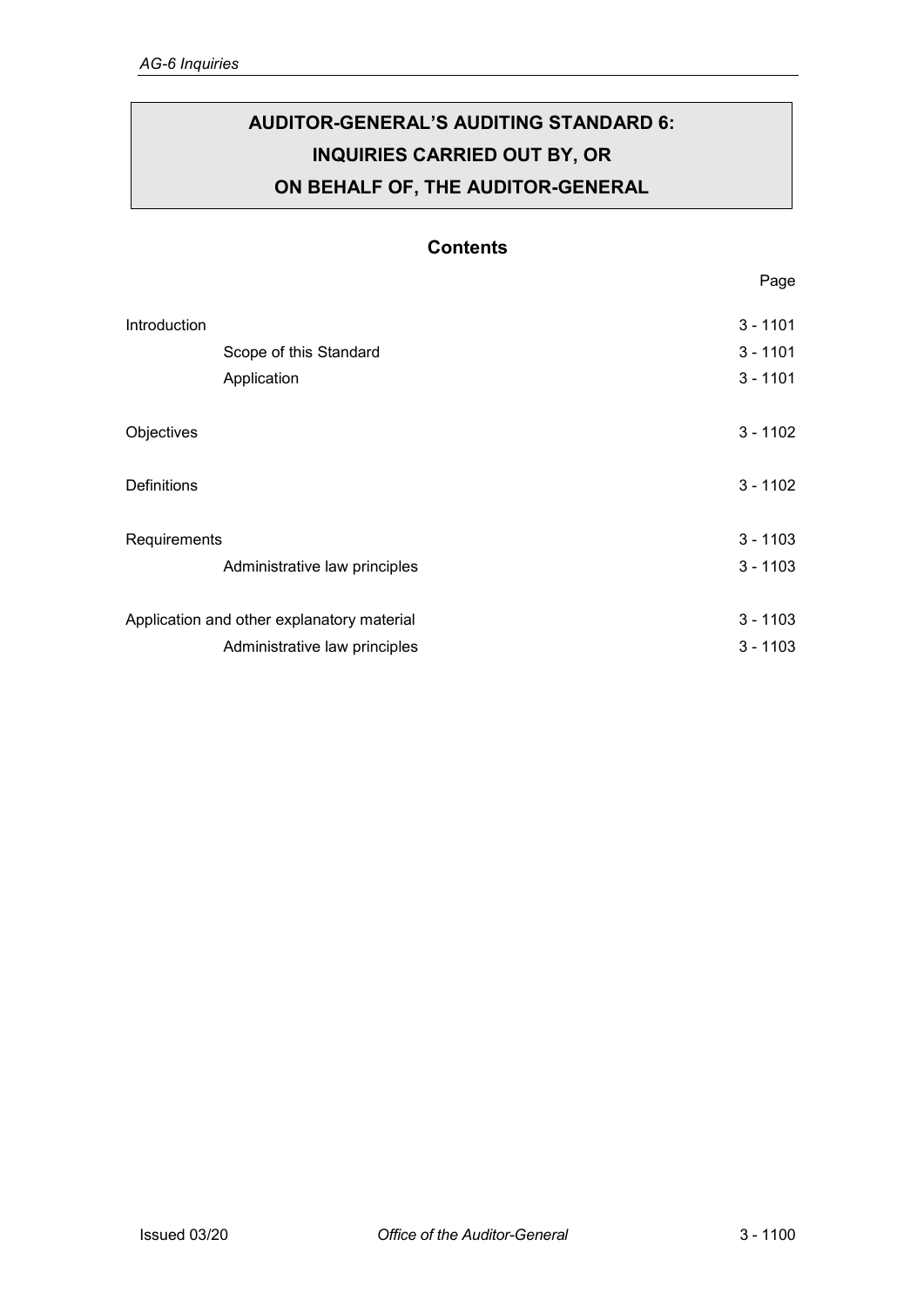# AUDITOR-GENERAL'S AUDITING STANDARD 6: INQUIRIES CARRIED OUT BY, OR ON BEHALF OF, THE AUDITOR-GENERAL

## Contents

| | Page |
|---|---|
| Introduction | 3 - 1101 |
| Scope of this Standard | 3 - 1101 |
| Application | 3 - 1101 |
| Objectives | 3 - 1102 |
| Definitions | 3 - 1102 |
| Requirements | 3 - 1103 |
| Administrative law principles | 3 - 1103 |
| Application and other explanatory material | 3 - 1103 |
| Administrative law principles | 3 - 1103 |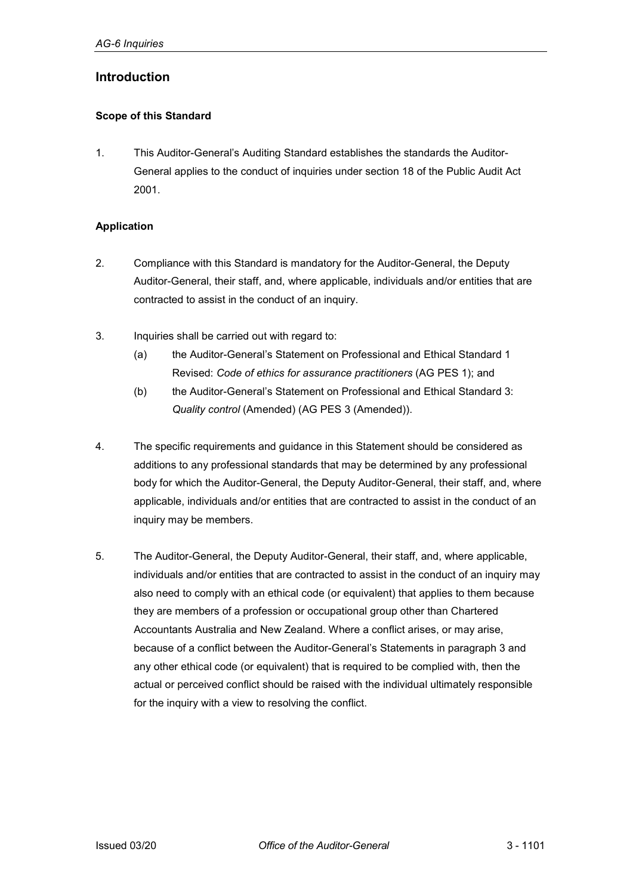## Introduction

### Scope of this Standard

1. This Auditor-General's Auditing Standard establishes the standards the Auditor-General applies to the conduct of inquiries under section 18 of the Public Audit Act 2001.

### Application

2. Compliance with this Standard is mandatory for the Auditor-General, the Deputy Auditor-General, their staff, and, where applicable, individuals and/or entities that are contracted to assist in the conduct of an inquiry.

3. Inquiries shall be carried out with regard to:
   (a) the Auditor-General's Statement on Professional and Ethical Standard 1 Revised: *Code of ethics for assurance practitioners* (AG PES 1); and
   (b) the Auditor-General's Statement on Professional and Ethical Standard 3: *Quality control* (Amended) (AG PES 3 (Amended)).

4. The specific requirements and guidance in this Statement should be considered as additions to any professional standards that may be determined by any professional body for which the Auditor-General, the Deputy Auditor-General, their staff, and, where applicable, individuals and/or entities that are contracted to assist in the conduct of an inquiry may be members.

5. The Auditor-General, the Deputy Auditor-General, their staff, and, where applicable, individuals and/or entities that are contracted to assist in the conduct of an inquiry may also need to comply with an ethical code (or equivalent) that applies to them because they are members of a profession or occupational group other than Chartered Accountants Australia and New Zealand. Where a conflict arises, or may arise, because of a conflict between the Auditor-General's Statements in paragraph 3 and any other ethical code (or equivalent) that is required to be complied with, then the actual or perceived conflict should be raised with the individual ultimately responsible for the inquiry with a view to resolving the conflict.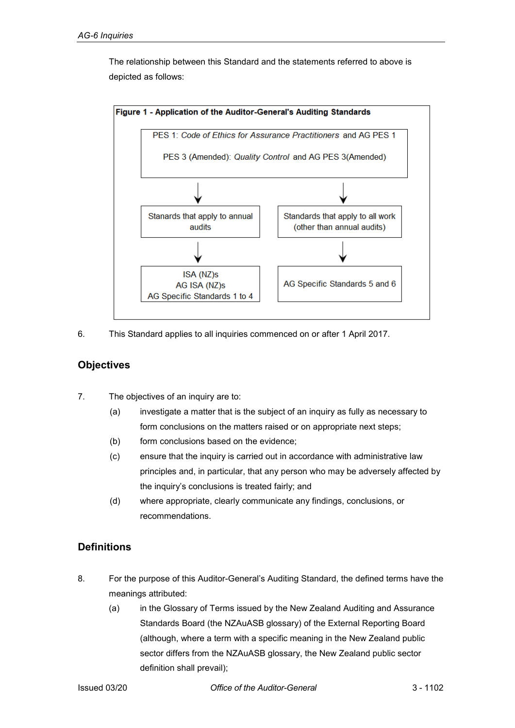The relationship between this Standard and the statements referred to above is depicted as follows:

**Figure 1 - Application of the Auditor-General's Auditing Standards**

PES 1: *Code of Ethics for Assurance Practitioners* and AG PES 1

PES 3 (Amended): *Quality Control* and AG PES 3(Amended)

| Stanards that apply to annual audits | Standards that apply to all work (other than annual audits) |
| --- | --- |
| ISA (NZ)s<br>AG ISA (NZ)s<br>AG Specific Standards 1 to 4 | AG Specific Standards 5 and 6 |

6. This Standard applies to all inquiries commenced on or after 1 April 2017.

## Objectives

7. The objectives of an inquiry are to:
   (a) investigate a matter that is the subject of an inquiry as fully as necessary to form conclusions on the matters raised or on appropriate next steps;
   (b) form conclusions based on the evidence;
   (c) ensure that the inquiry is carried out in accordance with administrative law principles and, in particular, that any person who may be adversely affected by the inquiry's conclusions is treated fairly; and
   (d) where appropriate, clearly communicate any findings, conclusions, or recommendations.

## Definitions

8. For the purpose of this Auditor-General's Auditing Standard, the defined terms have the meanings attributed:
   (a) in the Glossary of Terms issued by the New Zealand Auditing and Assurance Standards Board (the NZAuASB glossary) of the External Reporting Board (although, where a term with a specific meaning in the New Zealand public sector differs from the NZAuASB glossary, the New Zealand public sector definition shall prevail);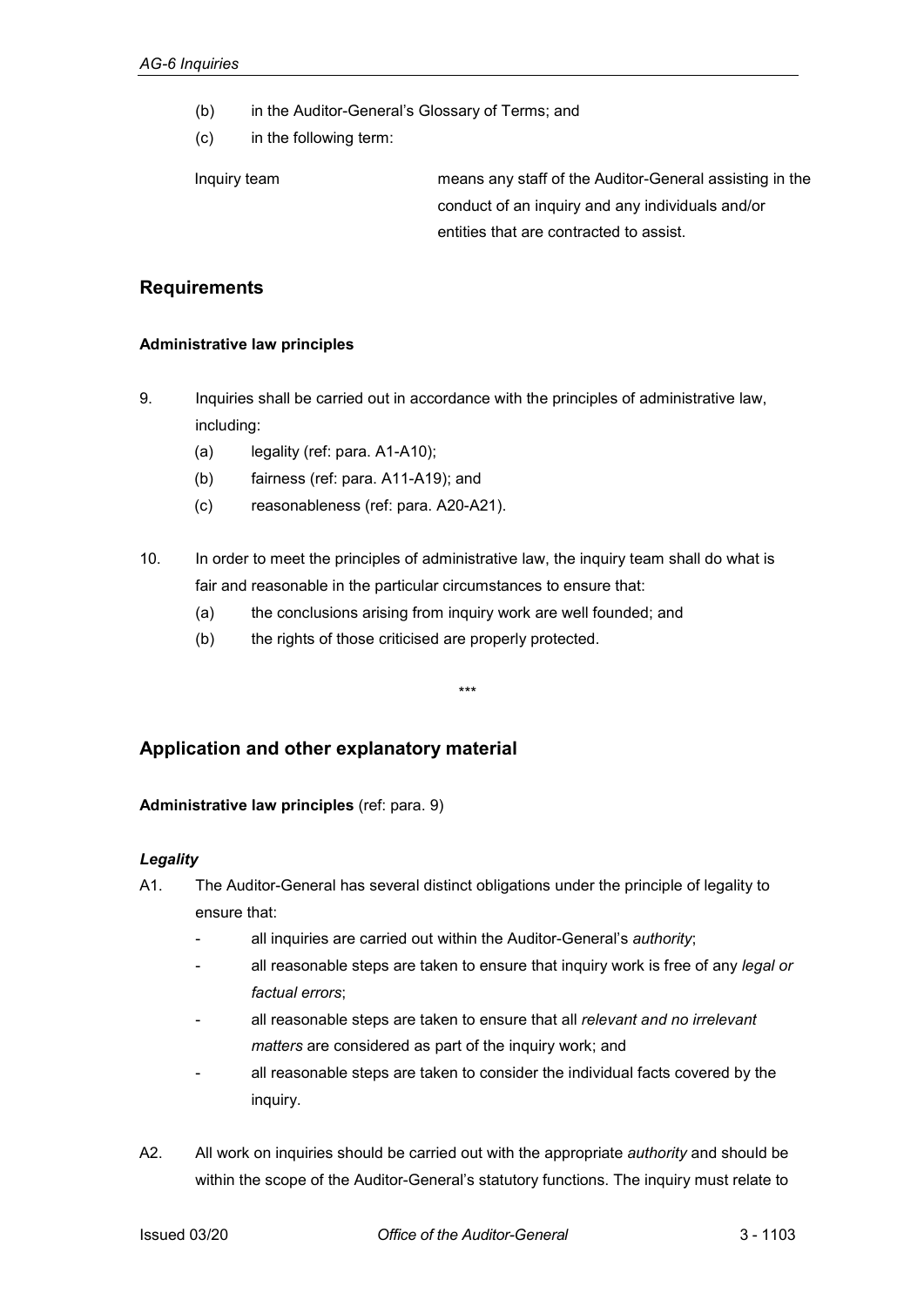(b) in the Auditor-General's Glossary of Terms; and

(c) in the following term:

| | |
|---|---|
| Inquiry team | means any staff of the Auditor-General assisting in the conduct of an inquiry and any individuals and/or entities that are contracted to assist. |

## Requirements

### Administrative law principles

9. Inquiries shall be carried out in accordance with the principles of administrative law, including:
   - (a) legality (ref: para. A1-A10);
   - (b) fairness (ref: para. A11-A19); and
   - (c) reasonableness (ref: para. A20-A21).

10. In order to meet the principles of administrative law, the inquiry team shall do what is fair and reasonable in the particular circumstances to ensure that:
    - (a) the conclusions arising from inquiry work are well founded; and
    - (b) the rights of those criticised are properly protected.

***

## Application and other explanatory material

**Administrative law principles** (ref: para. 9)

***Legality***

A1. The Auditor-General has several distinct obligations under the principle of legality to ensure that:

- all inquiries are carried out within the Auditor-General's *authority*;
- all reasonable steps are taken to ensure that inquiry work is free of any *legal or factual errors*;
- all reasonable steps are taken to ensure that all *relevant and no irrelevant matters* are considered as part of the inquiry work; and
- all reasonable steps are taken to consider the individual facts covered by the inquiry.

A2. All work on inquiries should be carried out with the appropriate *authority* and should be within the scope of the Auditor-General's statutory functions. The inquiry must relate to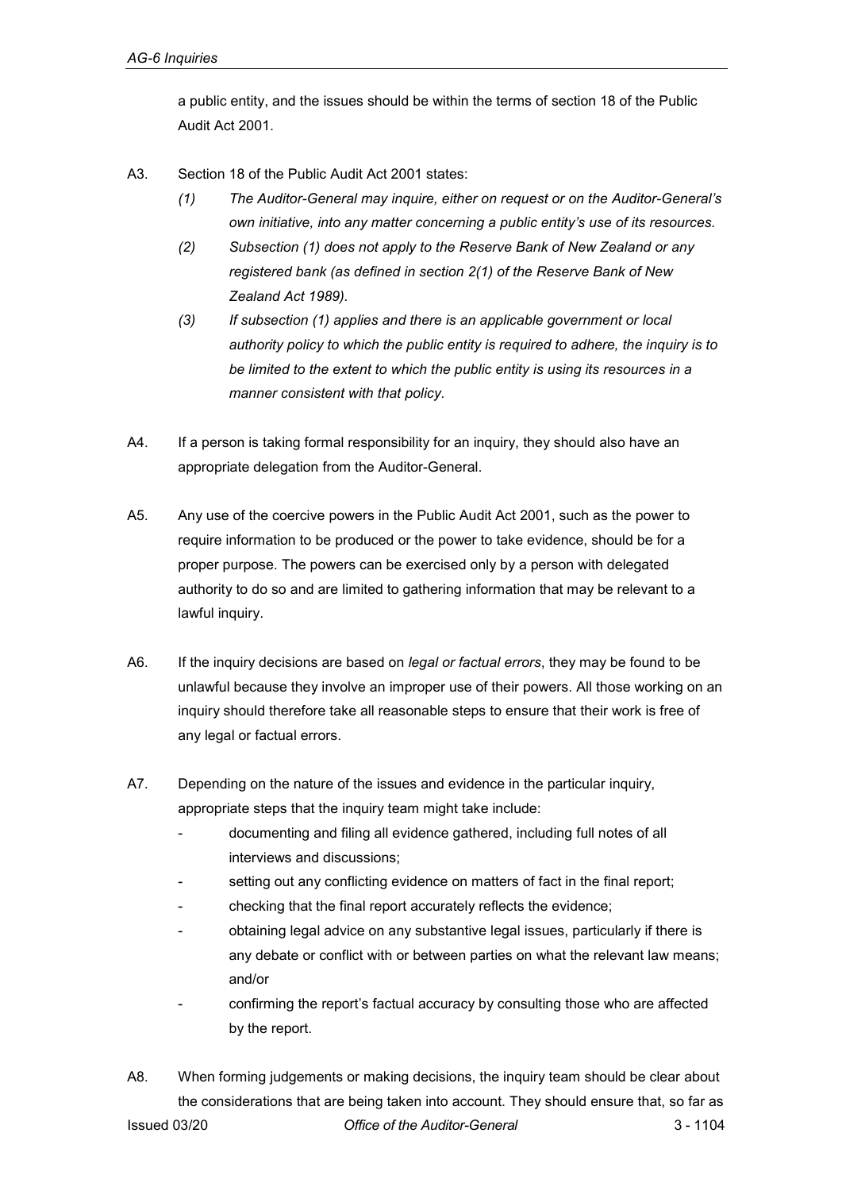a public entity, and the issues should be within the terms of section 18 of the Public Audit Act 2001.

A3. Section 18 of the Public Audit Act 2001 states:

*(1) The Auditor-General may inquire, either on request or on the Auditor-General's own initiative, into any matter concerning a public entity's use of its resources.*

*(2) Subsection (1) does not apply to the Reserve Bank of New Zealand or any registered bank (as defined in section 2(1) of the Reserve Bank of New Zealand Act 1989).*

*(3) If subsection (1) applies and there is an applicable government or local authority policy to which the public entity is required to adhere, the inquiry is to be limited to the extent to which the public entity is using its resources in a manner consistent with that policy.*

A4. If a person is taking formal responsibility for an inquiry, they should also have an appropriate delegation from the Auditor-General.

A5. Any use of the coercive powers in the Public Audit Act 2001, such as the power to require information to be produced or the power to take evidence, should be for a proper purpose. The powers can be exercised only by a person with delegated authority to do so and are limited to gathering information that may be relevant to a lawful inquiry.

A6. If the inquiry decisions are based on *legal or factual errors*, they may be found to be unlawful because they involve an improper use of their powers. All those working on an inquiry should therefore take all reasonable steps to ensure that their work is free of any legal or factual errors.

A7. Depending on the nature of the issues and evidence in the particular inquiry, appropriate steps that the inquiry team might take include:

- documenting and filing all evidence gathered, including full notes of all interviews and discussions;
- setting out any conflicting evidence on matters of fact in the final report;
- checking that the final report accurately reflects the evidence;
- obtaining legal advice on any substantive legal issues, particularly if there is any debate or conflict with or between parties on what the relevant law means; and/or
- confirming the report's factual accuracy by consulting those who are affected by the report.

A8. When forming judgements or making decisions, the inquiry team should be clear about the considerations that are being taken into account. They should ensure that, so far as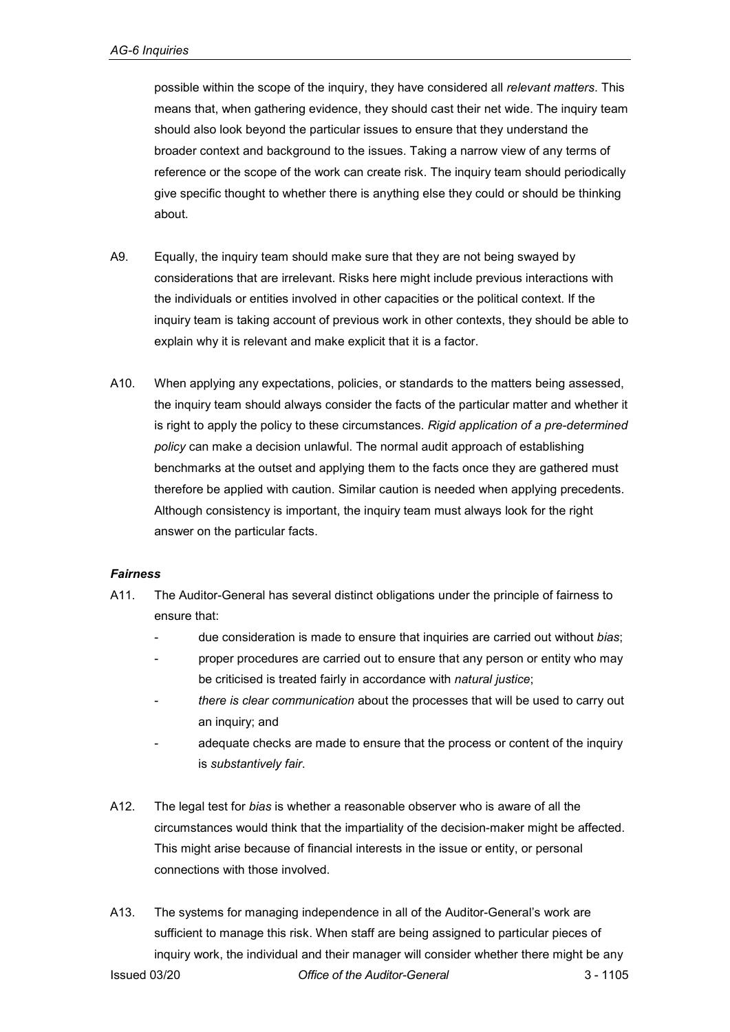possible within the scope of the inquiry, they have considered all *relevant matters*. This means that, when gathering evidence, they should cast their net wide. The inquiry team should also look beyond the particular issues to ensure that they understand the broader context and background to the issues. Taking a narrow view of any terms of reference or the scope of the work can create risk. The inquiry team should periodically give specific thought to whether there is anything else they could or should be thinking about.

A9. Equally, the inquiry team should make sure that they are not being swayed by considerations that are irrelevant. Risks here might include previous interactions with the individuals or entities involved in other capacities or the political context. If the inquiry team is taking account of previous work in other contexts, they should be able to explain why it is relevant and make explicit that it is a factor.

A10. When applying any expectations, policies, or standards to the matters being assessed, the inquiry team should always consider the facts of the particular matter and whether it is right to apply the policy to these circumstances. *Rigid application of a pre-determined policy* can make a decision unlawful. The normal audit approach of establishing benchmarks at the outset and applying them to the facts once they are gathered must therefore be applied with caution. Similar caution is needed when applying precedents. Although consistency is important, the inquiry team must always look for the right answer on the particular facts.

### *Fairness*

A11. The Auditor-General has several distinct obligations under the principle of fairness to ensure that:

- due consideration is made to ensure that inquiries are carried out without *bias*;
- proper procedures are carried out to ensure that any person or entity who may be criticised is treated fairly in accordance with *natural justice*;
- *there is clear communication* about the processes that will be used to carry out an inquiry; and
- adequate checks are made to ensure that the process or content of the inquiry is *substantively fair*.

A12. The legal test for *bias* is whether a reasonable observer who is aware of all the circumstances would think that the impartiality of the decision-maker might be affected. This might arise because of financial interests in the issue or entity, or personal connections with those involved.

A13. The systems for managing independence in all of the Auditor-General's work are sufficient to manage this risk. When staff are being assigned to particular pieces of inquiry work, the individual and their manager will consider whether there might be any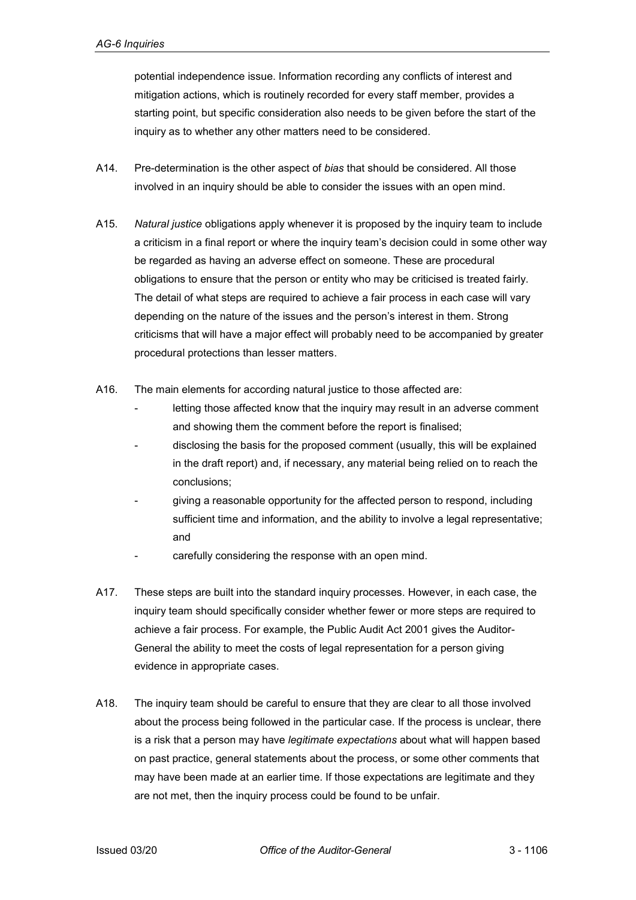potential independence issue. Information recording any conflicts of interest and mitigation actions, which is routinely recorded for every staff member, provides a starting point, but specific consideration also needs to be given before the start of the inquiry as to whether any other matters need to be considered.

A14. Pre-determination is the other aspect of *bias* that should be considered. All those involved in an inquiry should be able to consider the issues with an open mind.

A15. *Natural justice* obligations apply whenever it is proposed by the inquiry team to include a criticism in a final report or where the inquiry team's decision could in some other way be regarded as having an adverse effect on someone. These are procedural obligations to ensure that the person or entity who may be criticised is treated fairly. The detail of what steps are required to achieve a fair process in each case will vary depending on the nature of the issues and the person's interest in them. Strong criticisms that will have a major effect will probably need to be accompanied by greater procedural protections than lesser matters.

A16. The main elements for according natural justice to those affected are:

- letting those affected know that the inquiry may result in an adverse comment and showing them the comment before the report is finalised;
- disclosing the basis for the proposed comment (usually, this will be explained in the draft report) and, if necessary, any material being relied on to reach the conclusions;
- giving a reasonable opportunity for the affected person to respond, including sufficient time and information, and the ability to involve a legal representative; and
- carefully considering the response with an open mind.

A17. These steps are built into the standard inquiry processes. However, in each case, the inquiry team should specifically consider whether fewer or more steps are required to achieve a fair process. For example, the Public Audit Act 2001 gives the Auditor-General the ability to meet the costs of legal representation for a person giving evidence in appropriate cases.

A18. The inquiry team should be careful to ensure that they are clear to all those involved about the process being followed in the particular case. If the process is unclear, there is a risk that a person may have *legitimate expectations* about what will happen based on past practice, general statements about the process, or some other comments that may have been made at an earlier time. If those expectations are legitimate and they are not met, then the inquiry process could be found to be unfair.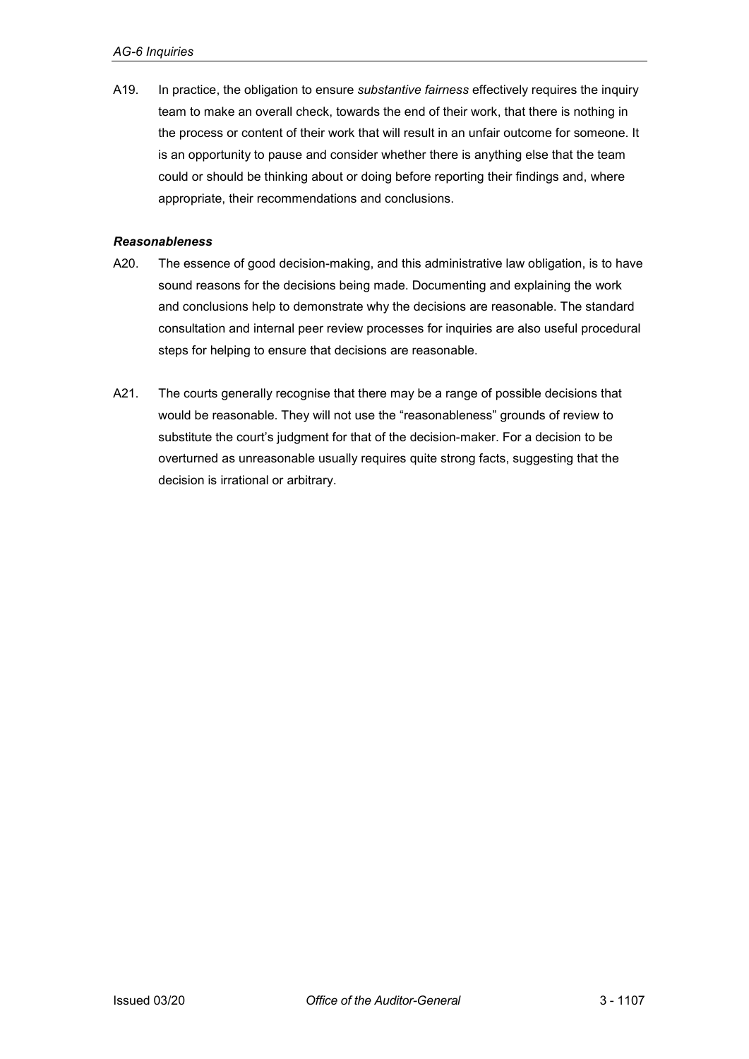A19. In practice, the obligation to ensure *substantive fairness* effectively requires the inquiry team to make an overall check, towards the end of their work, that there is nothing in the process or content of their work that will result in an unfair outcome for someone. It is an opportunity to pause and consider whether there is anything else that the team could or should be thinking about or doing before reporting their findings and, where appropriate, their recommendations and conclusions.

***Reasonableness***

A20. The essence of good decision-making, and this administrative law obligation, is to have sound reasons for the decisions being made. Documenting and explaining the work and conclusions help to demonstrate why the decisions are reasonable. The standard consultation and internal peer review processes for inquiries are also useful procedural steps for helping to ensure that decisions are reasonable.

A21. The courts generally recognise that there may be a range of possible decisions that would be reasonable. They will not use the "reasonableness" grounds of review to substitute the court's judgment for that of the decision-maker. For a decision to be overturned as unreasonable usually requires quite strong facts, suggesting that the decision is irrational or arbitrary.